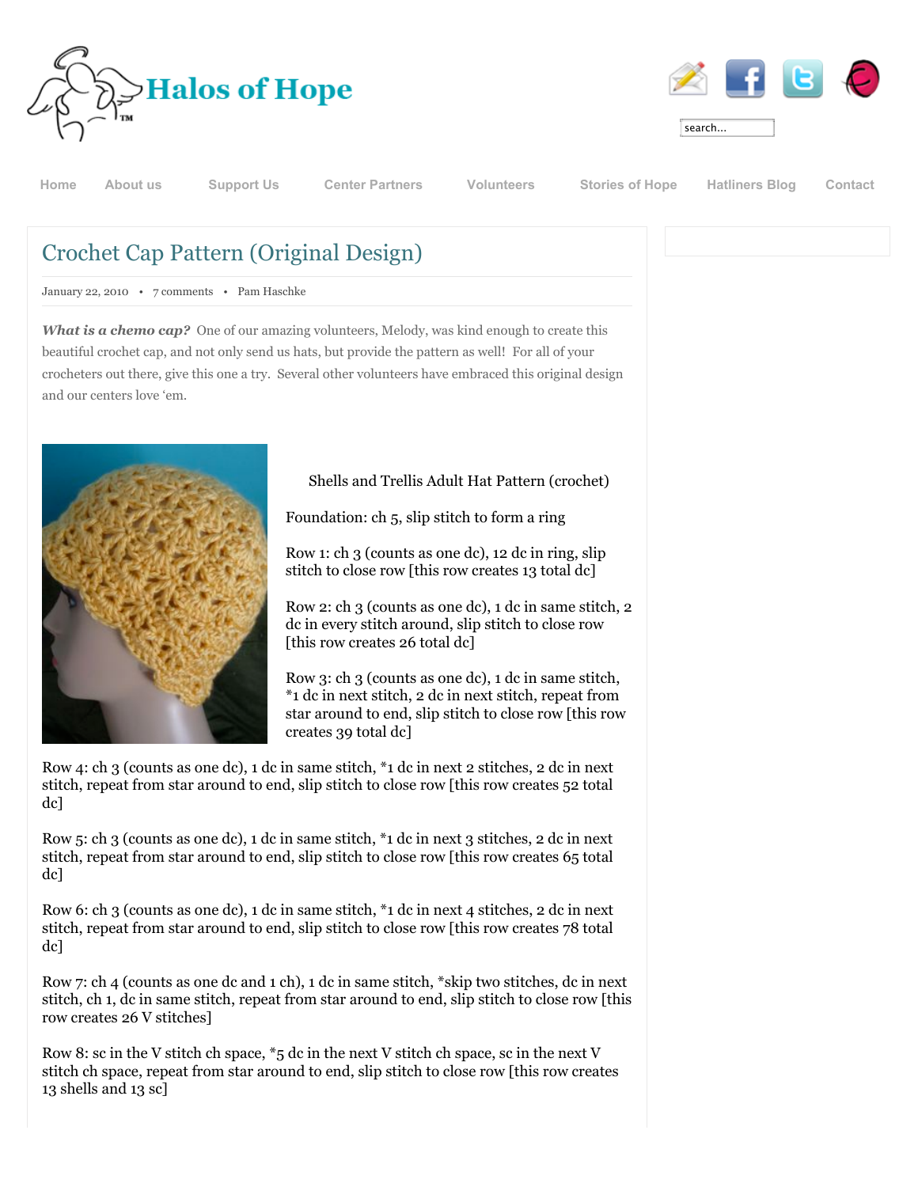Halos of Hope™

search...

Home | About us | Support Us | Center Partners | Volunteers | Stories of Hope | Hatliners Blog | Contact

# Crochet Cap Pattern (Original Design)

January 22, 2010 • 7 comments • Pam Haschke

***What is a chemo cap?*** One of our amazing volunteers, Melody, was kind enough to create this beautiful crochet cap, and not only send us hats, but provide the pattern as well! For all of your crocheters out there, give this one a try. Several other volunteers have embraced this original design and our centers love 'em.

Shells and Trellis Adult Hat Pattern (crochet)

Foundation: ch 5, slip stitch to form a ring

Row 1: ch 3 (counts as one dc), 12 dc in ring, slip stitch to close row [this row creates 13 total dc]

Row 2: ch 3 (counts as one dc), 1 dc in same stitch, 2 dc in every stitch around, slip stitch to close row [this row creates 26 total dc]

Row 3: ch 3 (counts as one dc), 1 dc in same stitch, *1 dc in next stitch, 2 dc in next stitch, repeat from star around to end, slip stitch to close row [this row creates 39 total dc]

Row 4: ch 3 (counts as one dc), 1 dc in same stitch, *1 dc in next 2 stitches, 2 dc in next stitch, repeat from star around to end, slip stitch to close row [this row creates 52 total dc]

Row 5: ch 3 (counts as one dc), 1 dc in same stitch, *1 dc in next 3 stitches, 2 dc in next stitch, repeat from star around to end, slip stitch to close row [this row creates 65 total dc]

Row 6: ch 3 (counts as one dc), 1 dc in same stitch, *1 dc in next 4 stitches, 2 dc in next stitch, repeat from star around to end, slip stitch to close row [this row creates 78 total dc]

Row 7: ch 4 (counts as one dc and 1 ch), 1 dc in same stitch, *skip two stitches, dc in next stitch, ch 1, dc in same stitch, repeat from star around to end, slip stitch to close row [this row creates 26 V stitches]

Row 8: sc in the V stitch ch space, *5 dc in the next V stitch ch space, sc in the next V stitch ch space, repeat from star around to end, slip stitch to close row [this row creates 13 shells and 13 sc]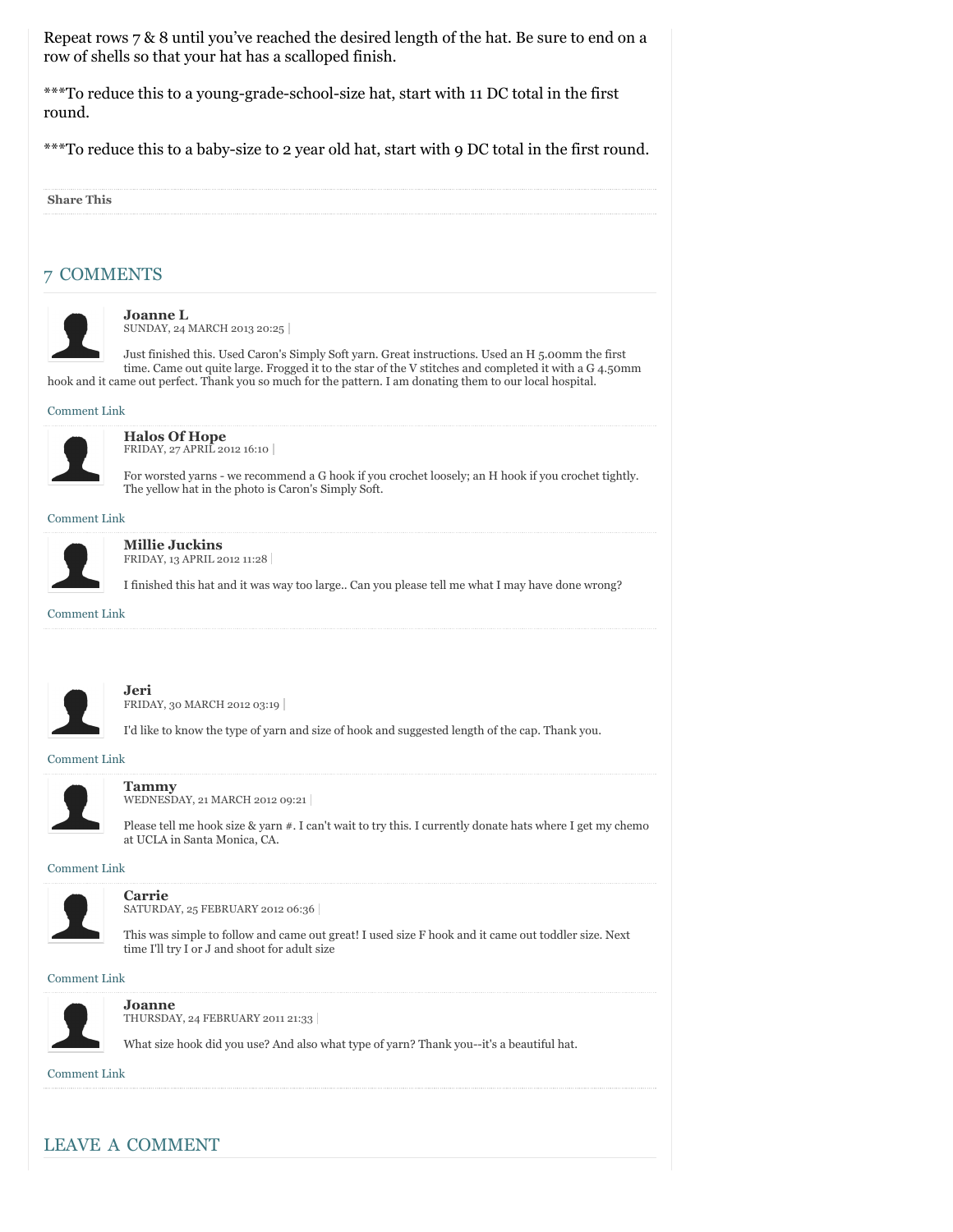Repeat rows 7 & 8 until you've reached the desired length of the hat. Be sure to end on a row of shells so that your hat has a scalloped finish.

***To reduce this to a young-grade-school-size hat, start with 11 DC total in the first round.

***To reduce this to a baby-size to 2 year old hat, start with 9 DC total in the first round.

**Share This**

## 7 COMMENTS

**Joanne L**
SUNDAY, 24 MARCH 2013 20:25 |

Just finished this. Used Caron's Simply Soft yarn. Great instructions. Used an H 5.00mm the first time. Came out quite large. Frogged it to the star of the V stitches and completed it with a G 4.50mm hook and it came out perfect. Thank you so much for the pattern. I am donating them to our local hospital.

Comment Link

**Halos Of Hope**
FRIDAY, 27 APRIL 2012 16:10 |

For worsted yarns - we recommend a G hook if you crochet loosely; an H hook if you crochet tightly. The yellow hat in the photo is Caron's Simply Soft.

Comment Link

**Millie Juckins**
FRIDAY, 13 APRIL 2012 11:28 |

I finished this hat and it was way too large.. Can you please tell me what I may have done wrong?

Comment Link

**Jeri**
FRIDAY, 30 MARCH 2012 03:19 |

I'd like to know the type of yarn and size of hook and suggested length of the cap. Thank you.

Comment Link

**Tammy**
WEDNESDAY, 21 MARCH 2012 09:21 |

Please tell me hook size & yarn #. I can't wait to try this. I currently donate hats where I get my chemo at UCLA in Santa Monica, CA.

Comment Link

**Carrie**
SATURDAY, 25 FEBRUARY 2012 06:36 |

This was simple to follow and came out great! I used size F hook and it came out toddler size. Next time I'll try I or J and shoot for adult size

Comment Link

**Joanne**
THURSDAY, 24 FEBRUARY 2011 21:33 |

What size hook did you use? And also what type of yarn? Thank you--it's a beautiful hat.

Comment Link

## LEAVE A COMMENT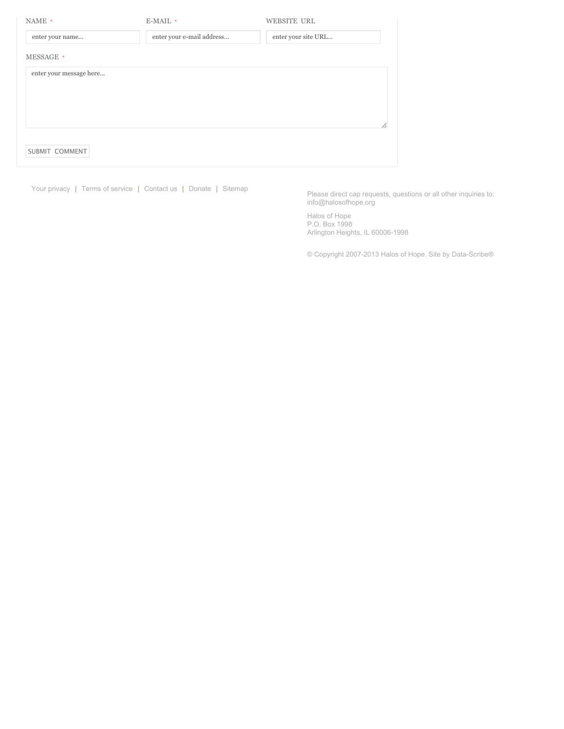NAME *

enter your name...

E-MAIL *

enter your e-mail address...

WEBSITE URL

enter your site URL...

MESSAGE *

enter your message here...

SUBMIT COMMENT

Your privacy | Terms of service | Contact us | Donate | Sitemap

Please direct cap requests, questions or all other inquiries to: info@halosofhope.org

Halos of Hope
P.O. Box 1998
Arlington Heights, IL 60006-1998

© Copyright 2007-2013 Halos of Hope. Site by Data-Scribe®